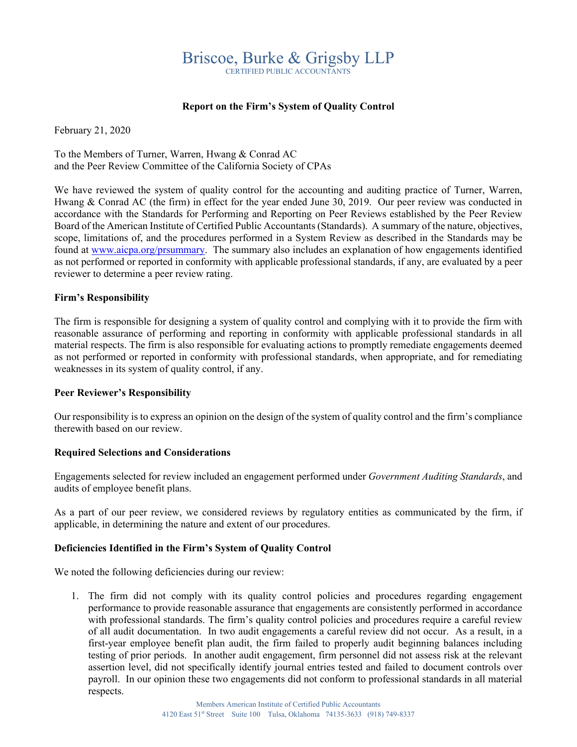# Briscoe, Burke & Grigsby LLP

CERTIFIED PUBLIC ACCOUNTANTS

**Report on the Firm's System of Quality Control**

February 21, 2020

To the Members of Turner, Warren, Hwang & Conrad AC
and the Peer Review Committee of the California Society of CPAs

We have reviewed the system of quality control for the accounting and auditing practice of Turner, Warren, Hwang & Conrad AC (the firm) in effect for the year ended June 30, 2019. Our peer review was conducted in accordance with the Standards for Performing and Reporting on Peer Reviews established by the Peer Review Board of the American Institute of Certified Public Accountants (Standards). A summary of the nature, objectives, scope, limitations of, and the procedures performed in a System Review as described in the Standards may be found at www.aicpa.org/prsummary. The summary also includes an explanation of how engagements identified as not performed or reported in conformity with applicable professional standards, if any, are evaluated by a peer reviewer to determine a peer review rating.

**Firm's Responsibility**

The firm is responsible for designing a system of quality control and complying with it to provide the firm with reasonable assurance of performing and reporting in conformity with applicable professional standards in all material respects. The firm is also responsible for evaluating actions to promptly remediate engagements deemed as not performed or reported in conformity with professional standards, when appropriate, and for remediating weaknesses in its system of quality control, if any.

**Peer Reviewer's Responsibility**

Our responsibility is to express an opinion on the design of the system of quality control and the firm's compliance therewith based on our review.

**Required Selections and Considerations**

Engagements selected for review included an engagement performed under *Government Auditing Standards*, and audits of employee benefit plans.

As a part of our peer review, we considered reviews by regulatory entities as communicated by the firm, if applicable, in determining the nature and extent of our procedures.

**Deficiencies Identified in the Firm's System of Quality Control**

We noted the following deficiencies during our review:

1. The firm did not comply with its quality control policies and procedures regarding engagement performance to provide reasonable assurance that engagements are consistently performed in accordance with professional standards. The firm's quality control policies and procedures require a careful review of all audit documentation. In two audit engagements a careful review did not occur. As a result, in a first-year employee benefit plan audit, the firm failed to properly audit beginning balances including testing of prior periods. In another audit engagement, firm personnel did not assess risk at the relevant assertion level, did not specifically identify journal entries tested and failed to document controls over payroll. In our opinion these two engagements did not conform to professional standards in all material respects.

Members American Institute of Certified Public Accountants
4120 East 51st Street Suite 100 Tulsa, Oklahoma 74135-3633 (918) 749-8337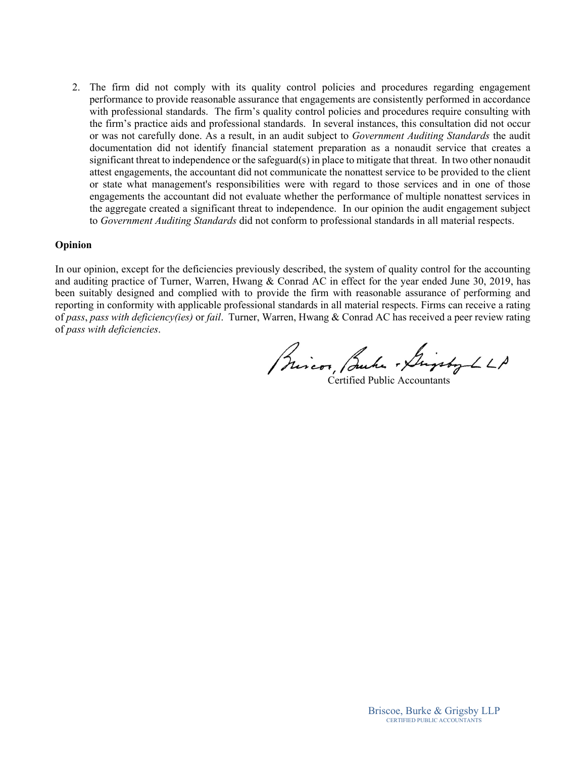2. The firm did not comply with its quality control policies and procedures regarding engagement performance to provide reasonable assurance that engagements are consistently performed in accordance with professional standards. The firm's quality control policies and procedures require consulting with the firm's practice aids and professional standards. In several instances, this consultation did not occur or was not carefully done. As a result, in an audit subject to *Government Auditing Standards* the audit documentation did not identify financial statement preparation as a nonaudit service that creates a significant threat to independence or the safeguard(s) in place to mitigate that threat. In two other nonaudit attest engagements, the accountant did not communicate the nonattest service to be provided to the client or state what management's responsibilities were with regard to those services and in one of those engagements the accountant did not evaluate whether the performance of multiple nonattest services in the aggregate created a significant threat to independence. In our opinion the audit engagement subject to *Government Auditing Standards* did not conform to professional standards in all material respects.

**Opinion**

In our opinion, except for the deficiencies previously described, the system of quality control for the accounting and auditing practice of Turner, Warren, Hwang & Conrad AC in effect for the year ended June 30, 2019, has been suitably designed and complied with to provide the firm with reasonable assurance of performing and reporting in conformity with applicable professional standards in all material respects. Firms can receive a rating of *pass*, *pass with deficiency(ies)* or *fail*. Turner, Warren, Hwang & Conrad AC has received a peer review rating of *pass with deficiencies*.

Briscoe, Burke & Grigsby LLP
Certified Public Accountants

Briscoe, Burke & Grigsby LLP
CERTIFIED PUBLIC ACCOUNTANTS